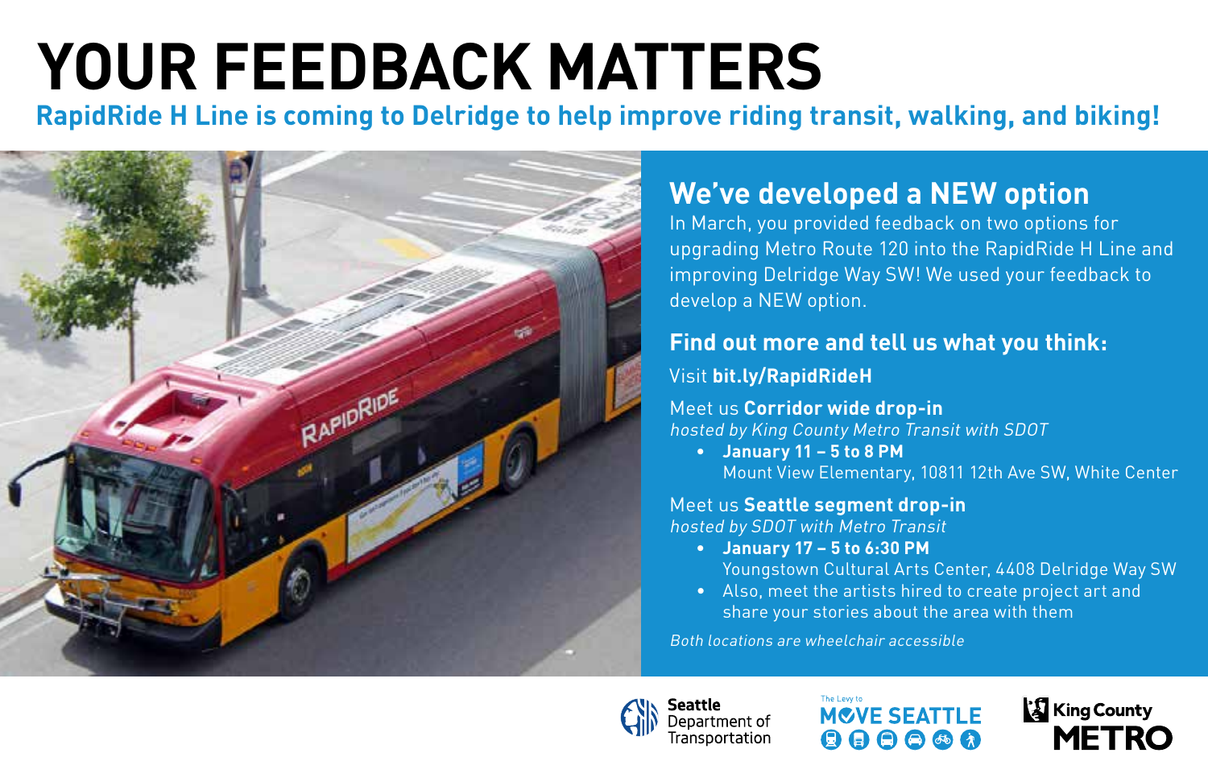# YOUR FEEDBACK MATTERS

**RapidRide H Line is coming to Delridge to help improve riding transit, walking, and biking!**

## We've developed a NEW option

In March, you provided feedback on two options for upgrading Metro Route 120 into the RapidRide H Line and improving Delridge Way SW! We used your feedback to develop a NEW option.

### Find out more and tell us what you think:

Visit **bit.ly/RapidRideH**

Meet us **Corridor wide drop-in**
*hosted by King County Metro Transit with SDOT*

- **January 11 – 5 to 8 PM**
  Mount View Elementary, 10811 12th Ave SW, White Center

Meet us **Seattle segment drop-in**
*hosted by SDOT with Metro Transit*

- **January 17 – 5 to 6:30 PM**
  Youngstown Cultural Arts Center, 4408 Delridge Way SW
- Also, meet the artists hired to create project art and share your stories about the area with them

*Both locations are wheelchair accessible*

Seattle Department of Transportation

The Levy to MOVE SEATTLE

King County METRO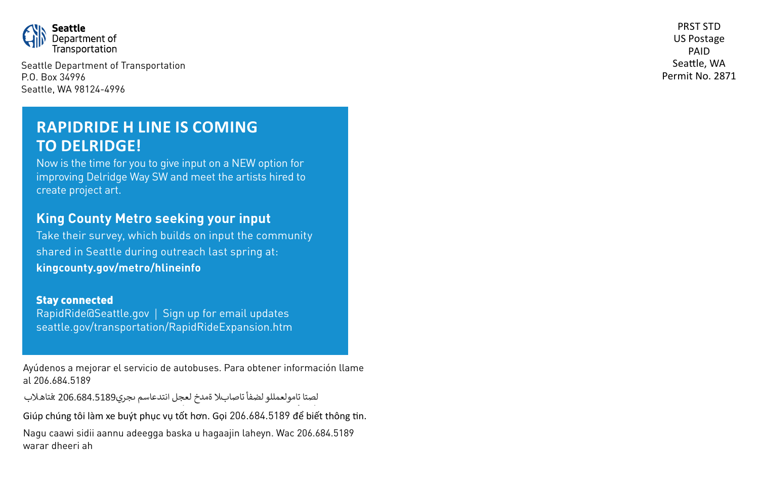Seattle Department of Transportation

Seattle Department of Transportation
P.O. Box 34996
Seattle, WA 98124-4996

PRST STD
US Postage
PAID
Seattle, WA
Permit No. 2871

# RAPIDRIDE H LINE IS COMING TO DELRIDGE!

Now is the time for you to give input on a NEW option for improving Delridge Way SW and meet the artists hired to create project art.

## King County Metro seeking your input

Take their survey, which builds on input the community shared in Seattle during outreach last spring at: **kingcounty.gov/metro/hlineinfo**

### Stay connected

RapidRide@Seattle.gov | Sign up for email updates
seattle.gov/transportation/RapidRideExpansion.htm

Ayúdenos a mejorar el servicio de autobuses. Para obtener información llame al 206.684.5189

لصتا تامولعمللو لضفأ تاصابلا ةمدخ لعجل انتدعاسم ىجري206.684.5189 :فتاهلاب

Giúp chúng tôi làm xe buýt phục vụ tốt hơn. Gọi 206.684.5189 để biết thông tin.

Nagu caawi sidii aannu adeegga baska u hagaajin laheyn. Wac 206.684.5189 warar dheeri ah